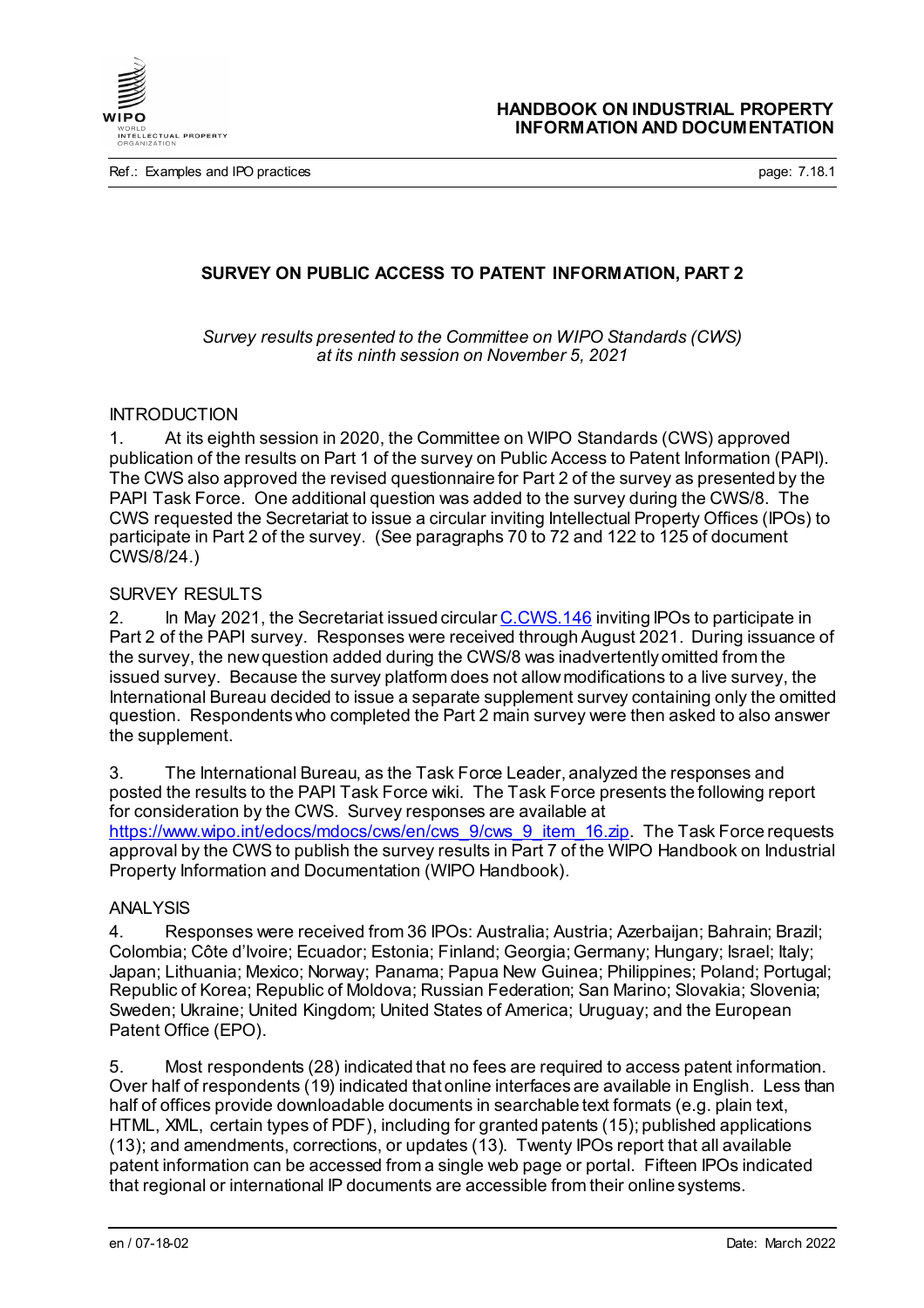# SURVEY ON PUBLIC ACCESS TO PATENT INFORMATION, PART 2

*Survey results presented to the Committee on WIPO Standards (CWS) at its ninth session on November 5, 2021*

## INTRODUCTION

1. At its eighth session in 2020, the Committee on WIPO Standards (CWS) approved publication of the results on Part 1 of the survey on Public Access to Patent Information (PAPI). The CWS also approved the revised questionnaire for Part 2 of the survey as presented by the PAPI Task Force. One additional question was added to the survey during the CWS/8. The CWS requested the Secretariat to issue a circular inviting Intellectual Property Offices (IPOs) to participate in Part 2 of the survey. (See paragraphs 70 to 72 and 122 to 125 of document CWS/8/24.)

## SURVEY RESULTS

2. In May 2021, the Secretariat issued circular C.CWS.146 inviting IPOs to participate in Part 2 of the PAPI survey. Responses were received through August 2021. During issuance of the survey, the new question added during the CWS/8 was inadvertently omitted from the issued survey. Because the survey platform does not allow modifications to a live survey, the International Bureau decided to issue a separate supplement survey containing only the omitted question. Respondents who completed the Part 2 main survey were then asked to also answer the supplement.

3. The International Bureau, as the Task Force Leader, analyzed the responses and posted the results to the PAPI Task Force wiki. The Task Force presents the following report for consideration by the CWS. Survey responses are available at https://www.wipo.int/edocs/mdocs/cws/en/cws_9/cws_9_item_16.zip. The Task Force requests approval by the CWS to publish the survey results in Part 7 of the WIPO Handbook on Industrial Property Information and Documentation (WIPO Handbook).

## ANALYSIS

4. Responses were received from 36 IPOs: Australia; Austria; Azerbaijan; Bahrain; Brazil; Colombia; Côte d'Ivoire; Ecuador; Estonia; Finland; Georgia; Germany; Hungary; Israel; Italy; Japan; Lithuania; Mexico; Norway; Panama; Papua New Guinea; Philippines; Poland; Portugal; Republic of Korea; Republic of Moldova; Russian Federation; San Marino; Slovakia; Slovenia; Sweden; Ukraine; United Kingdom; United States of America; Uruguay; and the European Patent Office (EPO).

5. Most respondents (28) indicated that no fees are required to access patent information. Over half of respondents (19) indicated that online interfaces are available in English. Less than half of offices provide downloadable documents in searchable text formats (e.g. plain text, HTML, XML, certain types of PDF), including for granted patents (15); published applications (13); and amendments, corrections, or updates (13). Twenty IPOs report that all available patent information can be accessed from a single web page or portal. Fifteen IPOs indicated that regional or international IP documents are accessible from their online systems.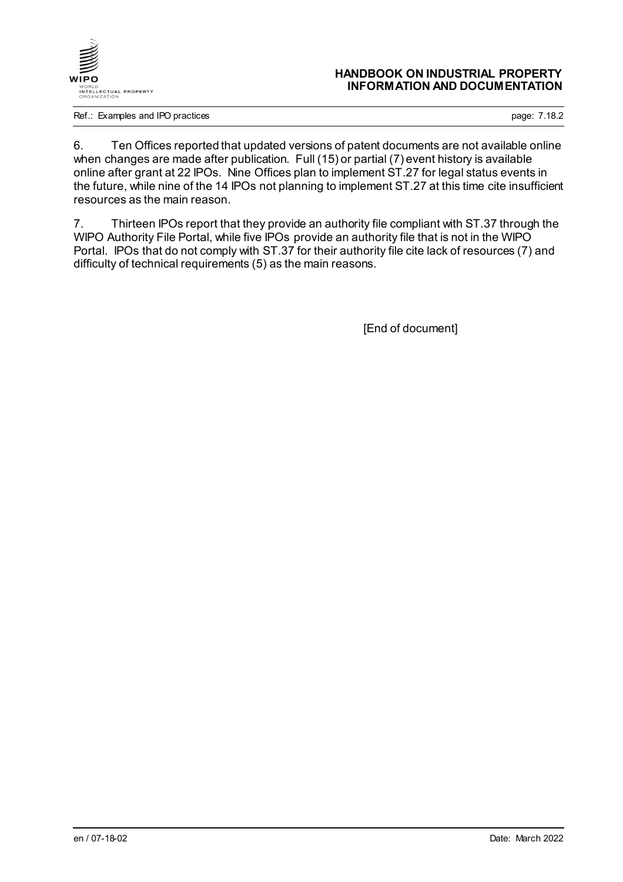6. Ten Offices reported that updated versions of patent documents are not available online when changes are made after publication. Full (15) or partial (7) event history is available online after grant at 22 IPOs. Nine Offices plan to implement ST.27 for legal status events in the future, while nine of the 14 IPOs not planning to implement ST.27 at this time cite insufficient resources as the main reason.

7. Thirteen IPOs report that they provide an authority file compliant with ST.37 through the WIPO Authority File Portal, while five IPOs provide an authority file that is not in the WIPO Portal. IPOs that do not comply with ST.37 for their authority file cite lack of resources (7) and difficulty of technical requirements (5) as the main reasons.

[End of document]